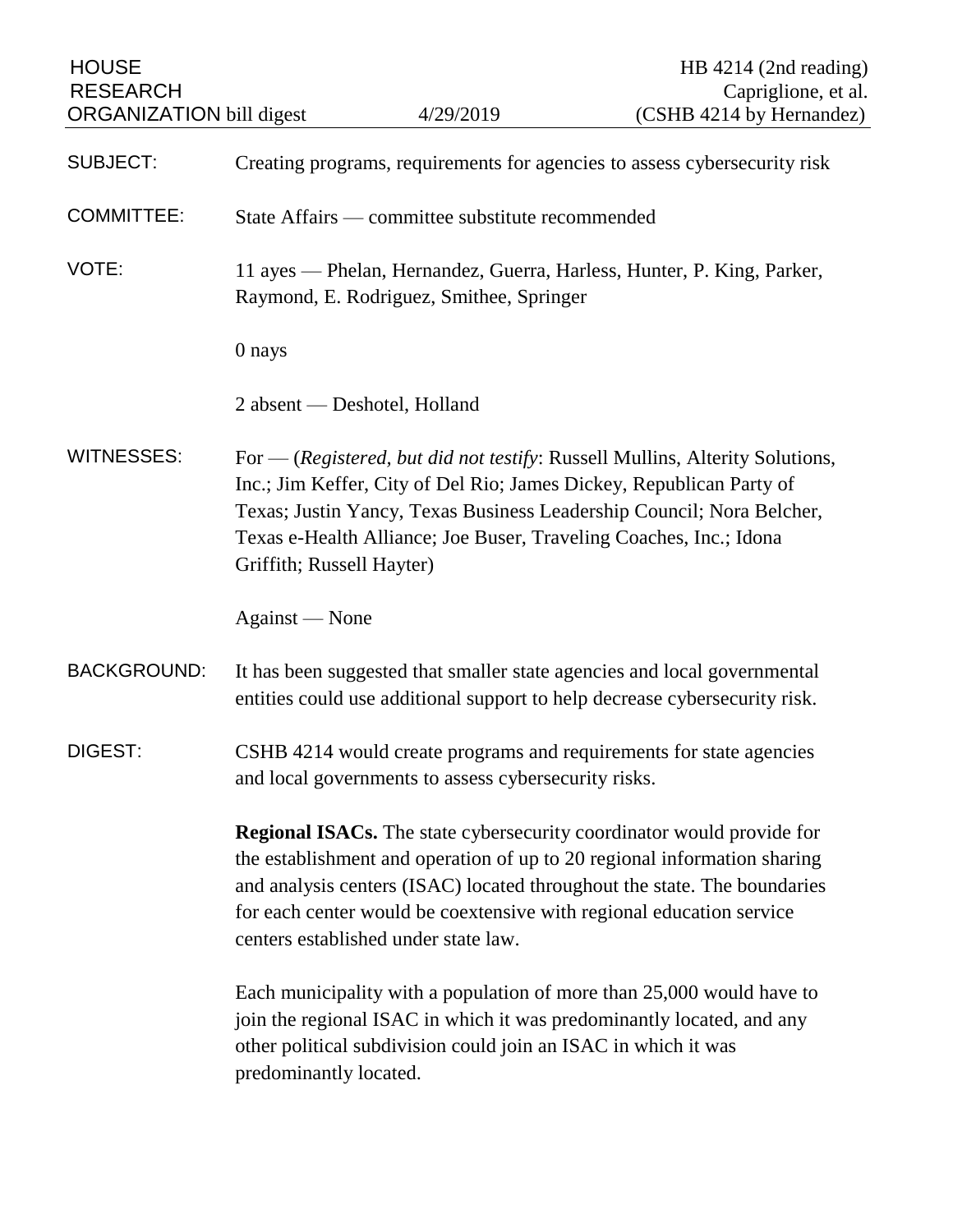HOUSE RESEARCH ORGANIZATION bill digest — 4/29/2019 — HB 4214 (2nd reading), Capriglione, et al. (CSHB 4214 by Hernandez)

**SUBJECT:** Creating programs, requirements for agencies to assess cybersecurity risk

**COMMITTEE:** State Affairs — committee substitute recommended

**VOTE:** 11 ayes — Phelan, Hernandez, Guerra, Harless, Hunter, P. King, Parker, Raymond, E. Rodriguez, Smithee, Springer

0 nays

2 absent — Deshotel, Holland

**WITNESSES:** For — (*Registered, but did not testify*: Russell Mullins, Alterity Solutions, Inc.; Jim Keffer, City of Del Rio; James Dickey, Republican Party of Texas; Justin Yancy, Texas Business Leadership Council; Nora Belcher, Texas e-Health Alliance; Joe Buser, Traveling Coaches, Inc.; Idona Griffith; Russell Hayter)

Against — None

**BACKGROUND:** It has been suggested that smaller state agencies and local governmental entities could use additional support to help decrease cybersecurity risk.

**DIGEST:** CSHB 4214 would create programs and requirements for state agencies and local governments to assess cybersecurity risks.

**Regional ISACs.** The state cybersecurity coordinator would provide for the establishment and operation of up to 20 regional information sharing and analysis centers (ISAC) located throughout the state. The boundaries for each center would be coextensive with regional education service centers established under state law.

Each municipality with a population of more than 25,000 would have to join the regional ISAC in which it was predominantly located, and any other political subdivision could join an ISAC in which it was predominantly located.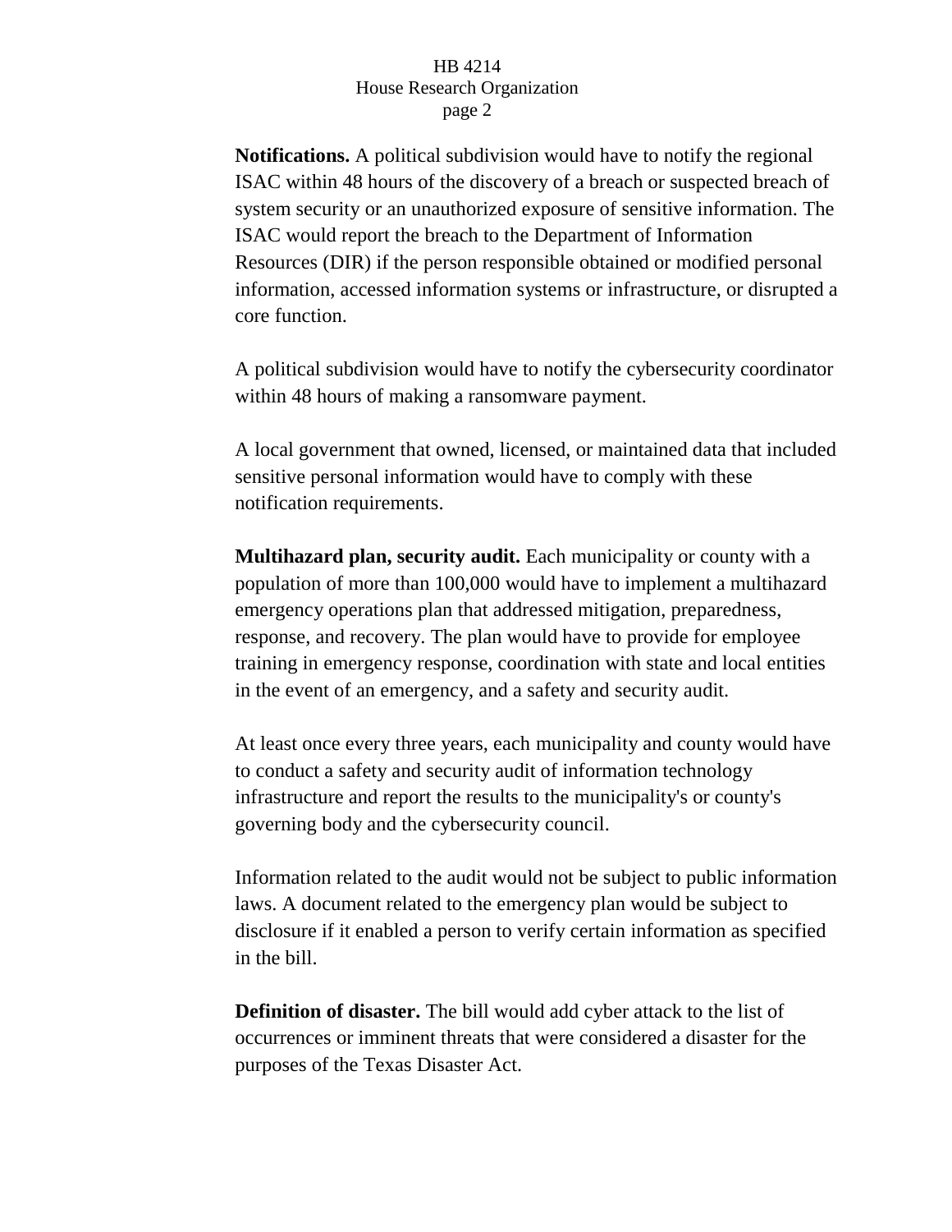**Notifications.** A political subdivision would have to notify the regional ISAC within 48 hours of the discovery of a breach or suspected breach of system security or an unauthorized exposure of sensitive information. The ISAC would report the breach to the Department of Information Resources (DIR) if the person responsible obtained or modified personal information, accessed information systems or infrastructure, or disrupted a core function.

A political subdivision would have to notify the cybersecurity coordinator within 48 hours of making a ransomware payment.

A local government that owned, licensed, or maintained data that included sensitive personal information would have to comply with these notification requirements.

**Multihazard plan, security audit.** Each municipality or county with a population of more than 100,000 would have to implement a multihazard emergency operations plan that addressed mitigation, preparedness, response, and recovery. The plan would have to provide for employee training in emergency response, coordination with state and local entities in the event of an emergency, and a safety and security audit.

At least once every three years, each municipality and county would have to conduct a safety and security audit of information technology infrastructure and report the results to the municipality's or county's governing body and the cybersecurity council.

Information related to the audit would not be subject to public information laws. A document related to the emergency plan would be subject to disclosure if it enabled a person to verify certain information as specified in the bill.

**Definition of disaster.** The bill would add cyber attack to the list of occurrences or imminent threats that were considered a disaster for the purposes of the Texas Disaster Act.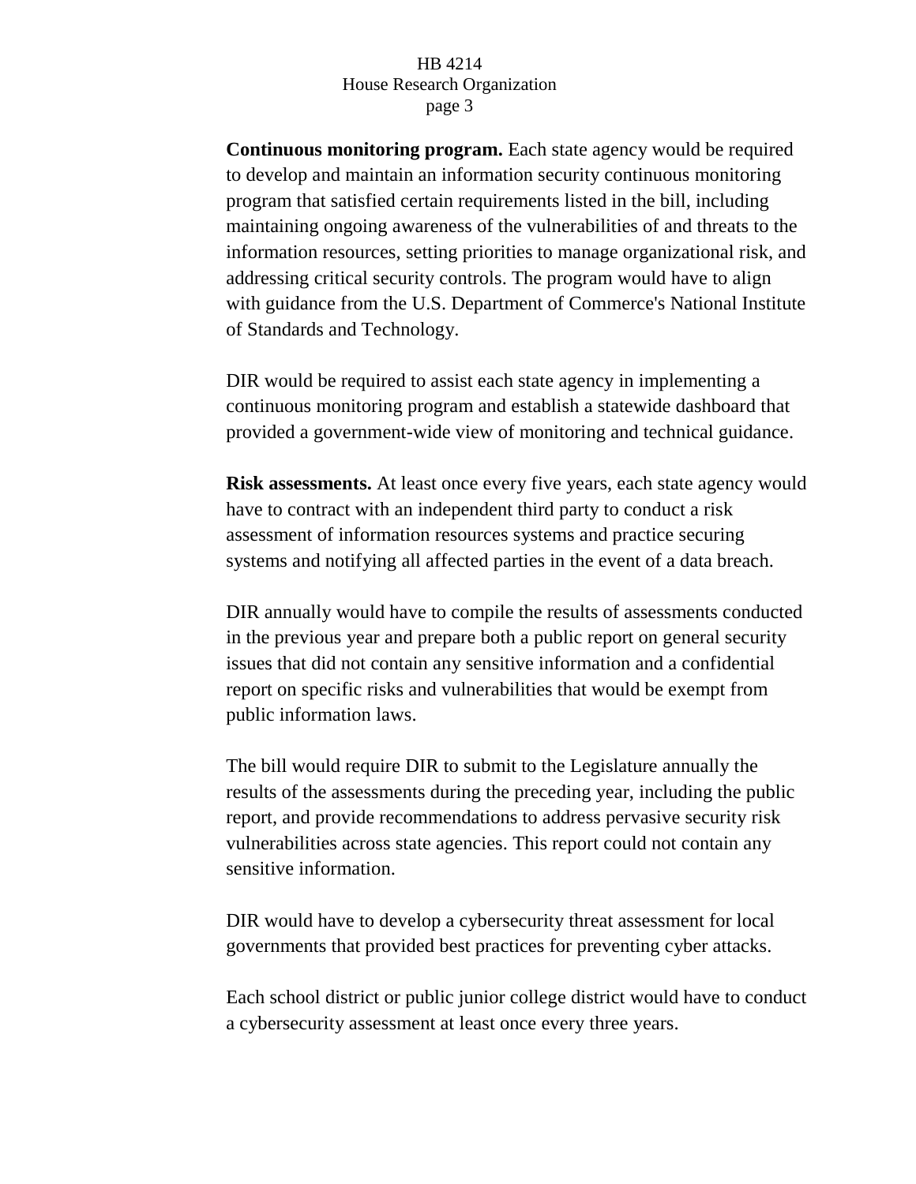**Continuous monitoring program.** Each state agency would be required to develop and maintain an information security continuous monitoring program that satisfied certain requirements listed in the bill, including maintaining ongoing awareness of the vulnerabilities of and threats to the information resources, setting priorities to manage organizational risk, and addressing critical security controls. The program would have to align with guidance from the U.S. Department of Commerce's National Institute of Standards and Technology.

DIR would be required to assist each state agency in implementing a continuous monitoring program and establish a statewide dashboard that provided a government-wide view of monitoring and technical guidance.

**Risk assessments.** At least once every five years, each state agency would have to contract with an independent third party to conduct a risk assessment of information resources systems and practice securing systems and notifying all affected parties in the event of a data breach.

DIR annually would have to compile the results of assessments conducted in the previous year and prepare both a public report on general security issues that did not contain any sensitive information and a confidential report on specific risks and vulnerabilities that would be exempt from public information laws.

The bill would require DIR to submit to the Legislature annually the results of the assessments during the preceding year, including the public report, and provide recommendations to address pervasive security risk vulnerabilities across state agencies. This report could not contain any sensitive information.

DIR would have to develop a cybersecurity threat assessment for local governments that provided best practices for preventing cyber attacks.

Each school district or public junior college district would have to conduct a cybersecurity assessment at least once every three years.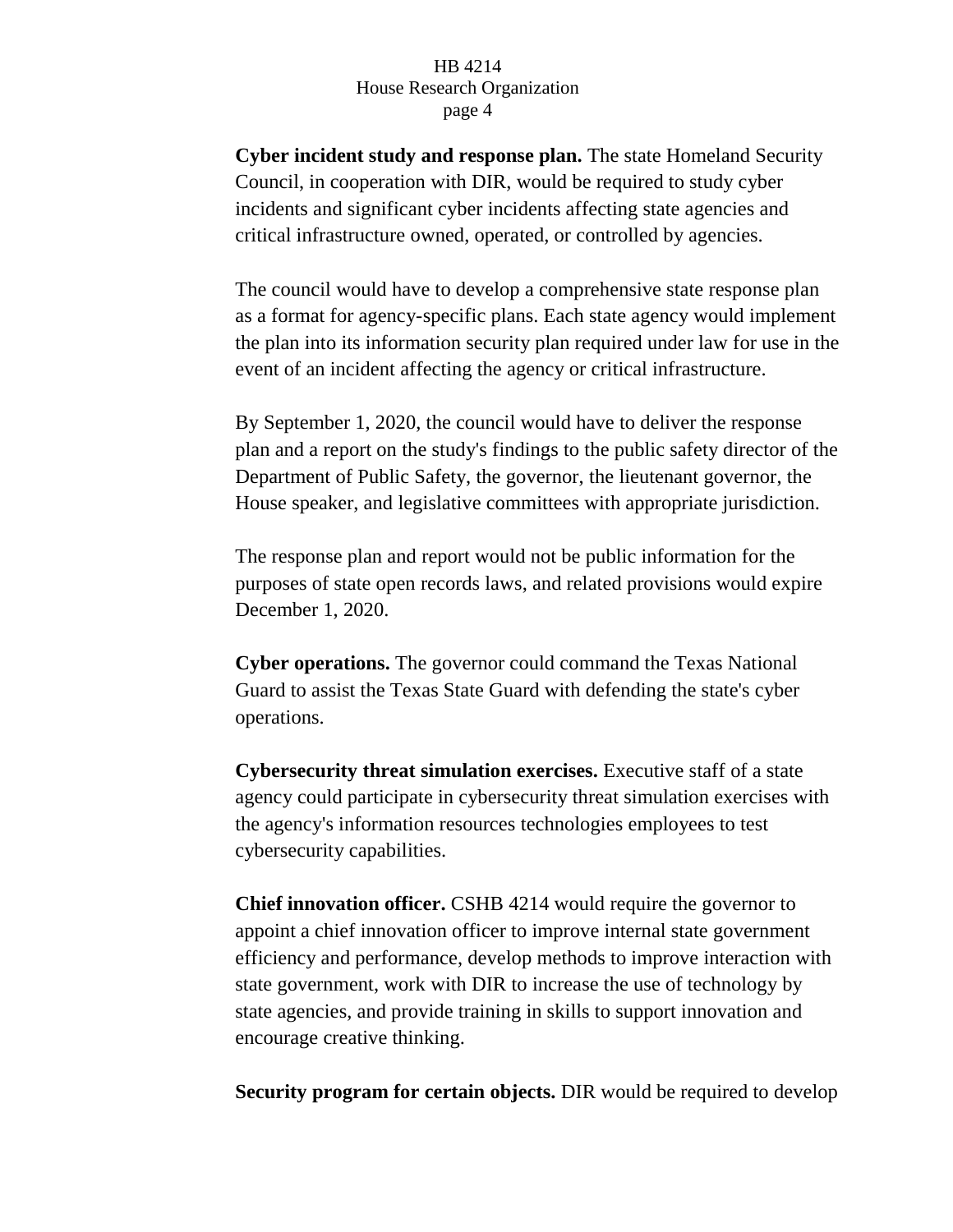**Cyber incident study and response plan.** The state Homeland Security Council, in cooperation with DIR, would be required to study cyber incidents and significant cyber incidents affecting state agencies and critical infrastructure owned, operated, or controlled by agencies.

The council would have to develop a comprehensive state response plan as a format for agency-specific plans. Each state agency would implement the plan into its information security plan required under law for use in the event of an incident affecting the agency or critical infrastructure.

By September 1, 2020, the council would have to deliver the response plan and a report on the study's findings to the public safety director of the Department of Public Safety, the governor, the lieutenant governor, the House speaker, and legislative committees with appropriate jurisdiction.

The response plan and report would not be public information for the purposes of state open records laws, and related provisions would expire December 1, 2020.

**Cyber operations.** The governor could command the Texas National Guard to assist the Texas State Guard with defending the state's cyber operations.

**Cybersecurity threat simulation exercises.** Executive staff of a state agency could participate in cybersecurity threat simulation exercises with the agency's information resources technologies employees to test cybersecurity capabilities.

**Chief innovation officer.** CSHB 4214 would require the governor to appoint a chief innovation officer to improve internal state government efficiency and performance, develop methods to improve interaction with state government, work with DIR to increase the use of technology by state agencies, and provide training in skills to support innovation and encourage creative thinking.

**Security program for certain objects.** DIR would be required to develop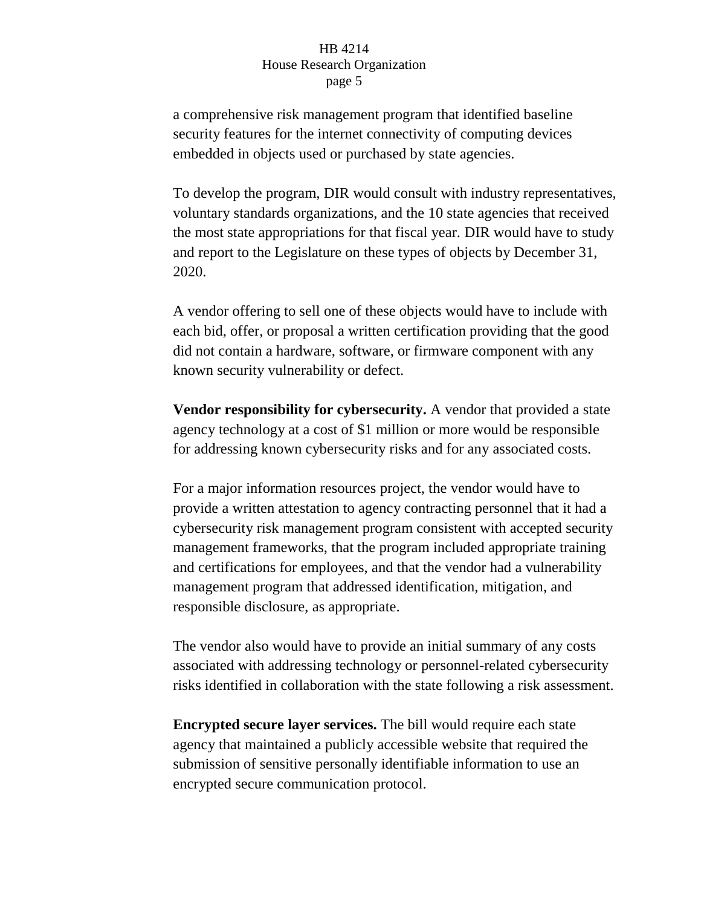a comprehensive risk management program that identified baseline security features for the internet connectivity of computing devices embedded in objects used or purchased by state agencies.

To develop the program, DIR would consult with industry representatives, voluntary standards organizations, and the 10 state agencies that received the most state appropriations for that fiscal year. DIR would have to study and report to the Legislature on these types of objects by December 31, 2020.

A vendor offering to sell one of these objects would have to include with each bid, offer, or proposal a written certification providing that the good did not contain a hardware, software, or firmware component with any known security vulnerability or defect.

**Vendor responsibility for cybersecurity.** A vendor that provided a state agency technology at a cost of $1 million or more would be responsible for addressing known cybersecurity risks and for any associated costs.

For a major information resources project, the vendor would have to provide a written attestation to agency contracting personnel that it had a cybersecurity risk management program consistent with accepted security management frameworks, that the program included appropriate training and certifications for employees, and that the vendor had a vulnerability management program that addressed identification, mitigation, and responsible disclosure, as appropriate.

The vendor also would have to provide an initial summary of any costs associated with addressing technology or personnel-related cybersecurity risks identified in collaboration with the state following a risk assessment.

**Encrypted secure layer services.** The bill would require each state agency that maintained a publicly accessible website that required the submission of sensitive personally identifiable information to use an encrypted secure communication protocol.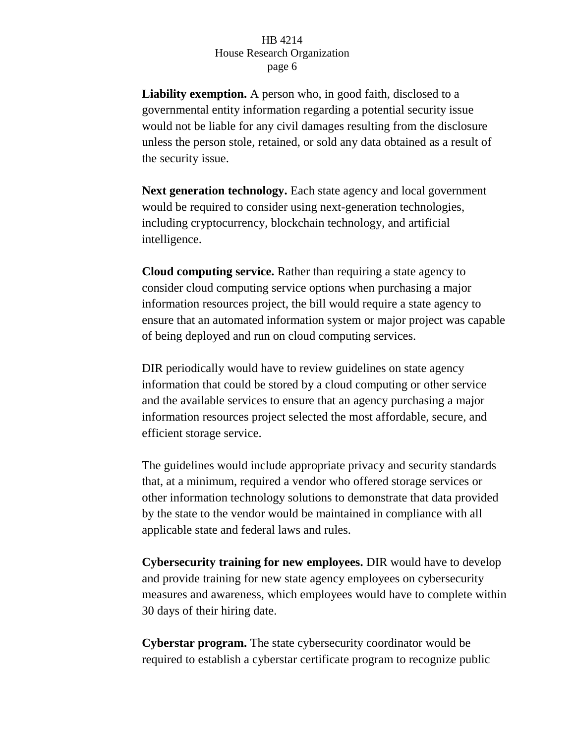**Liability exemption.** A person who, in good faith, disclosed to a governmental entity information regarding a potential security issue would not be liable for any civil damages resulting from the disclosure unless the person stole, retained, or sold any data obtained as a result of the security issue.

**Next generation technology.** Each state agency and local government would be required to consider using next-generation technologies, including cryptocurrency, blockchain technology, and artificial intelligence.

**Cloud computing service.** Rather than requiring a state agency to consider cloud computing service options when purchasing a major information resources project, the bill would require a state agency to ensure that an automated information system or major project was capable of being deployed and run on cloud computing services.

DIR periodically would have to review guidelines on state agency information that could be stored by a cloud computing or other service and the available services to ensure that an agency purchasing a major information resources project selected the most affordable, secure, and efficient storage service.

The guidelines would include appropriate privacy and security standards that, at a minimum, required a vendor who offered storage services or other information technology solutions to demonstrate that data provided by the state to the vendor would be maintained in compliance with all applicable state and federal laws and rules.

**Cybersecurity training for new employees.** DIR would have to develop and provide training for new state agency employees on cybersecurity measures and awareness, which employees would have to complete within 30 days of their hiring date.

**Cyberstar program.** The state cybersecurity coordinator would be required to establish a cyberstar certificate program to recognize public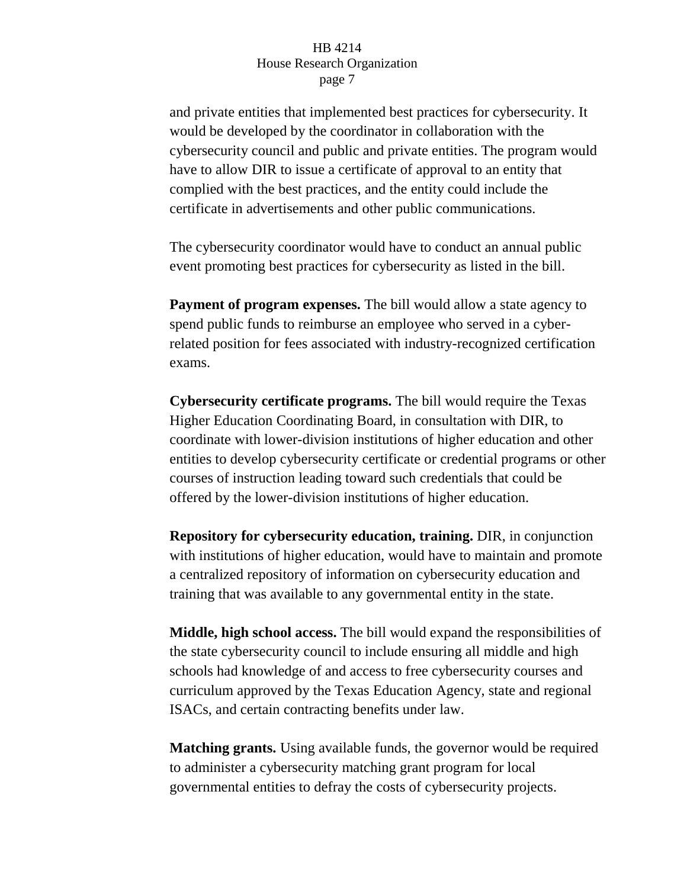and private entities that implemented best practices for cybersecurity. It would be developed by the coordinator in collaboration with the cybersecurity council and public and private entities. The program would have to allow DIR to issue a certificate of approval to an entity that complied with the best practices, and the entity could include the certificate in advertisements and other public communications.

The cybersecurity coordinator would have to conduct an annual public event promoting best practices for cybersecurity as listed in the bill.

**Payment of program expenses.** The bill would allow a state agency to spend public funds to reimburse an employee who served in a cyber-related position for fees associated with industry-recognized certification exams.

**Cybersecurity certificate programs.** The bill would require the Texas Higher Education Coordinating Board, in consultation with DIR, to coordinate with lower-division institutions of higher education and other entities to develop cybersecurity certificate or credential programs or other courses of instruction leading toward such credentials that could be offered by the lower-division institutions of higher education.

**Repository for cybersecurity education, training.** DIR, in conjunction with institutions of higher education, would have to maintain and promote a centralized repository of information on cybersecurity education and training that was available to any governmental entity in the state.

**Middle, high school access.** The bill would expand the responsibilities of the state cybersecurity council to include ensuring all middle and high schools had knowledge of and access to free cybersecurity courses and curriculum approved by the Texas Education Agency, state and regional ISACs, and certain contracting benefits under law.

**Matching grants.** Using available funds, the governor would be required to administer a cybersecurity matching grant program for local governmental entities to defray the costs of cybersecurity projects.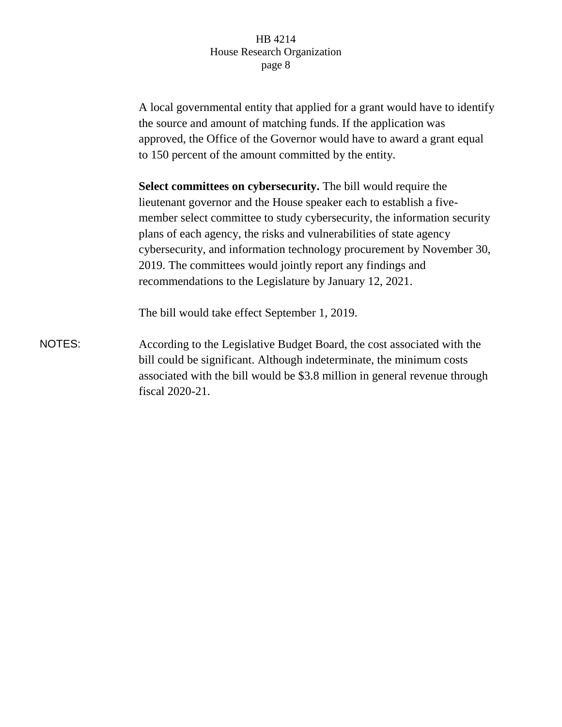A local governmental entity that applied for a grant would have to identify the source and amount of matching funds. If the application was approved, the Office of the Governor would have to award a grant equal to 150 percent of the amount committed by the entity.

**Select committees on cybersecurity.** The bill would require the lieutenant governor and the House speaker each to establish a five-member select committee to study cybersecurity, the information security plans of each agency, the risks and vulnerabilities of state agency cybersecurity, and information technology procurement by November 30, 2019. The committees would jointly report any findings and recommendations to the Legislature by January 12, 2021.

The bill would take effect September 1, 2019.

NOTES: According to the Legislative Budget Board, the cost associated with the bill could be significant. Although indeterminate, the minimum costs associated with the bill would be $3.8 million in general revenue through fiscal 2020-21.